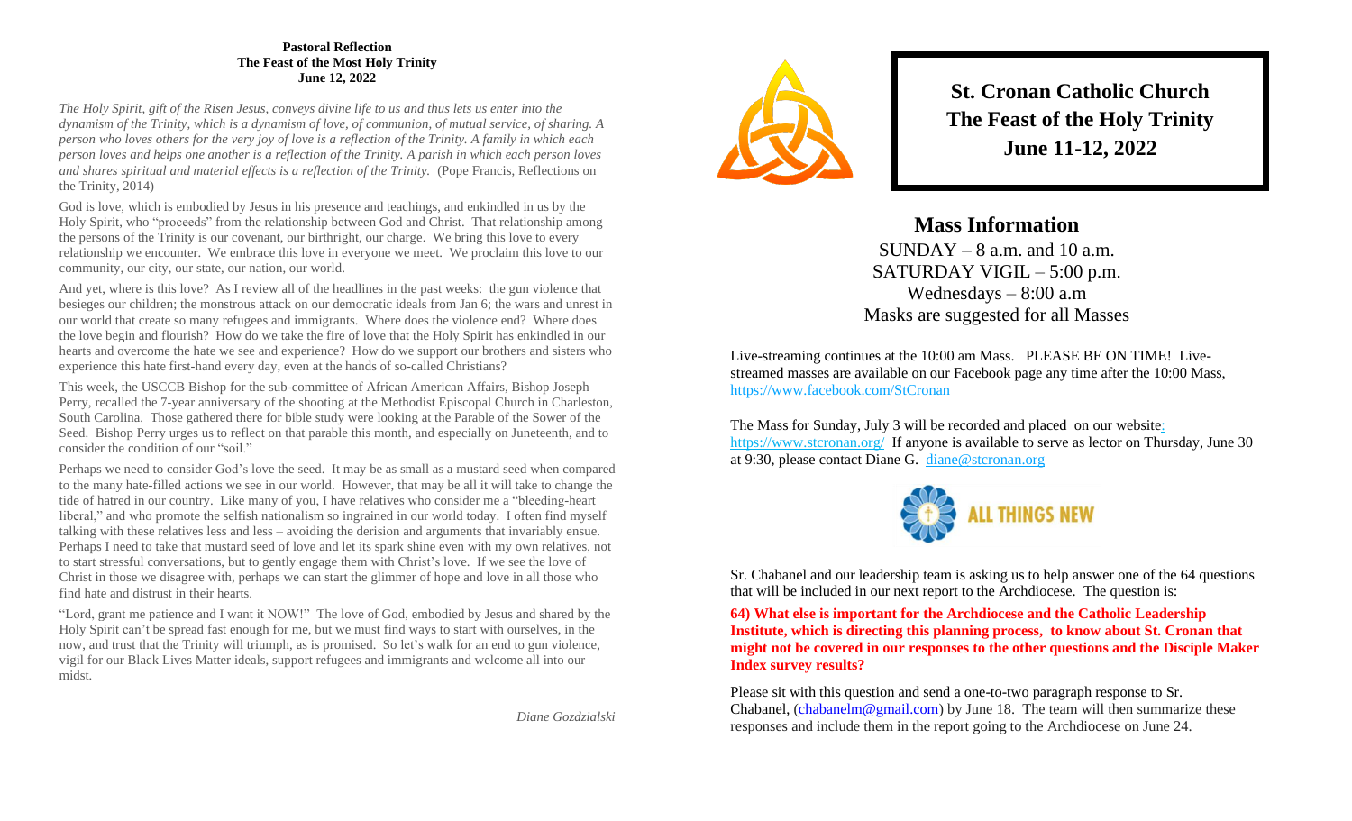**Pastoral Reflection**
**The Feast of the Most Holy Trinity**
**June 12, 2022**

*The Holy Spirit, gift of the Risen Jesus, conveys divine life to us and thus lets us enter into the dynamism of the Trinity, which is a dynamism of love, of communion, of mutual service, of sharing. A person who loves others for the very joy of love is a reflection of the Trinity. A family in which each person loves and helps one another is a reflection of the Trinity. A parish in which each person loves and shares spiritual and material effects is a reflection of the Trinity.* (Pope Francis, Reflections on the Trinity, 2014)

God is love, which is embodied by Jesus in his presence and teachings, and enkindled in us by the Holy Spirit, who "proceeds" from the relationship between God and Christ. That relationship among the persons of the Trinity is our covenant, our birthright, our charge. We bring this love to every relationship we encounter. We embrace this love in everyone we meet. We proclaim this love to our community, our city, our state, our nation, our world.

And yet, where is this love? As I review all of the headlines in the past weeks: the gun violence that besieges our children; the monstrous attack on our democratic ideals from Jan 6; the wars and unrest in our world that create so many refugees and immigrants. Where does the violence end? Where does the love begin and flourish? How do we take the fire of love that the Holy Spirit has enkindled in our hearts and overcome the hate we see and experience? How do we support our brothers and sisters who experience this hate first-hand every day, even at the hands of so-called Christians?

This week, the USCCB Bishop for the sub-committee of African American Affairs, Bishop Joseph Perry, recalled the 7-year anniversary of the shooting at the Methodist Episcopal Church in Charleston, South Carolina. Those gathered there for bible study were looking at the Parable of the Sower of the Seed. Bishop Perry urges us to reflect on that parable this month, and especially on Juneteenth, and to consider the condition of our "soil."

Perhaps we need to consider God's love the seed. It may be as small as a mustard seed when compared to the many hate-filled actions we see in our world. However, that may be all it will take to change the tide of hatred in our country. Like many of you, I have relatives who consider me a "bleeding-heart liberal," and who promote the selfish nationalism so ingrained in our world today. I often find myself talking with these relatives less and less – avoiding the derision and arguments that invariably ensue. Perhaps I need to take that mustard seed of love and let its spark shine even with my own relatives, not to start stressful conversations, but to gently engage them with Christ's love. If we see the love of Christ in those we disagree with, perhaps we can start the glimmer of hope and love in all those who find hate and distrust in their hearts.

"Lord, grant me patience and I want it NOW!" The love of God, embodied by Jesus and shared by the Holy Spirit can't be spread fast enough for me, but we must find ways to start with ourselves, in the now, and trust that the Trinity will triumph, as is promised. So let's walk for an end to gun violence, vigil for our Black Lives Matter ideals, support refugees and immigrants and welcome all into our midst.

*Diane Gozdzialski*

# St. Cronan Catholic Church
# The Feast of the Holy Trinity
# June 11-12, 2022

## Mass Information

SUNDAY – 8 a.m. and 10 a.m.
SATURDAY VIGIL – 5:00 p.m.
Wednesdays – 8:00 a.m
Masks are suggested for all Masses

Live-streaming continues at the 10:00 am Mass. PLEASE BE ON TIME! Live-streamed masses are available on our Facebook page any time after the 10:00 Mass, https://www.facebook.com/StCronan

The Mass for Sunday, July 3 will be recorded and placed on our website: https://www.stcronan.org/ If anyone is available to serve as lector on Thursday, June 30 at 9:30, please contact Diane G. diane@stcronan.org

**ALL THINGS NEW**

Sr. Chabanel and our leadership team is asking us to help answer one of the 64 questions that will be included in our next report to the Archdiocese. The question is:

**64) What else is important for the Archdiocese and the Catholic Leadership Institute, which is directing this planning process, to know about St. Cronan that might not be covered in our responses to the other questions and the Disciple Maker Index survey results?**

Please sit with this question and send a one-to-two paragraph response to Sr. Chabanel, (chabanelm@gmail.com) by June 18. The team will then summarize these responses and include them in the report going to the Archdiocese on June 24.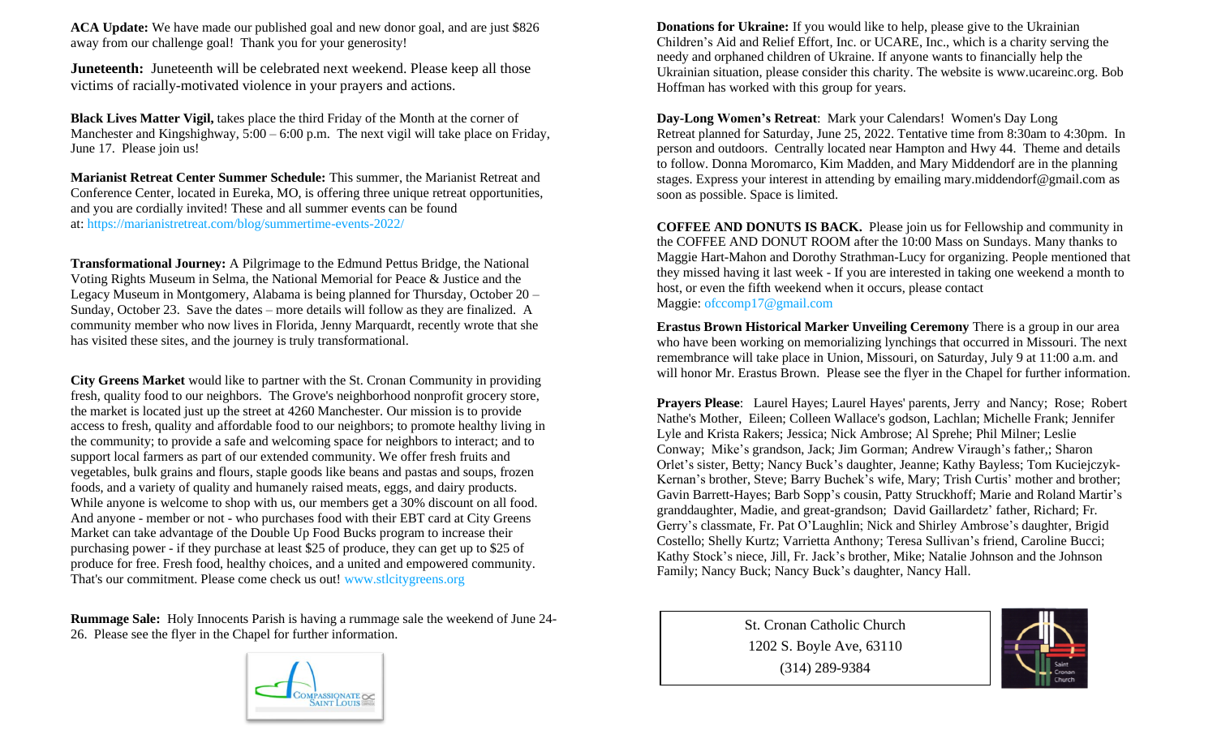**ACA Update:** We have made our published goal and new donor goal, and are just $826 away from our challenge goal! Thank you for your generosity!

**Juneteenth:** Juneteenth will be celebrated next weekend. Please keep all those victims of racially-motivated violence in your prayers and actions.

**Black Lives Matter Vigil,** takes place the third Friday of the Month at the corner of Manchester and Kingshighway, 5:00 – 6:00 p.m. The next vigil will take place on Friday, June 17. Please join us!

**Marianist Retreat Center Summer Schedule:** This summer, the Marianist Retreat and Conference Center, located in Eureka, MO, is offering three unique retreat opportunities, and you are cordially invited! These and all summer events can be found at: https://marianistretreat.com/blog/summertime-events-2022/

**Transformational Journey:** A Pilgrimage to the Edmund Pettus Bridge, the National Voting Rights Museum in Selma, the National Memorial for Peace & Justice and the Legacy Museum in Montgomery, Alabama is being planned for Thursday, October 20 – Sunday, October 23. Save the dates – more details will follow as they are finalized. A community member who now lives in Florida, Jenny Marquardt, recently wrote that she has visited these sites, and the journey is truly transformational.

**City Greens Market** would like to partner with the St. Cronan Community in providing fresh, quality food to our neighbors. The Grove's neighborhood nonprofit grocery store, the market is located just up the street at 4260 Manchester. Our mission is to provide access to fresh, quality and affordable food to our neighbors; to promote healthy living in the community; to provide a safe and welcoming space for neighbors to interact; and to support local farmers as part of our extended community. We offer fresh fruits and vegetables, bulk grains and flours, staple goods like beans and pastas and soups, frozen foods, and a variety of quality and humanely raised meats, eggs, and dairy products. While anyone is welcome to shop with us, our members get a 30% discount on all food. And anyone - member or not - who purchases food with their EBT card at City Greens Market can take advantage of the Double Up Food Bucks program to increase their purchasing power - if they purchase at least $25 of produce, they can get up to $25 of produce for free. Fresh food, healthy choices, and a united and empowered community. That's our commitment. Please come check us out! www.stlcitygreens.org

**Rummage Sale:** Holy Innocents Parish is having a rummage sale the weekend of June 24-26. Please see the flyer in the Chapel for further information.

**Donations for Ukraine:** If you would like to help, please give to the Ukrainian Children's Aid and Relief Effort, Inc. or UCARE, Inc., which is a charity serving the needy and orphaned children of Ukraine. If anyone wants to financially help the Ukrainian situation, please consider this charity. The website is www.ucareinc.org. Bob Hoffman has worked with this group for years.

**Day-Long Women's Retreat**: Mark your Calendars! Women's Day Long Retreat planned for Saturday, June 25, 2022. Tentative time from 8:30am to 4:30pm. In person and outdoors. Centrally located near Hampton and Hwy 44. Theme and details to follow. Donna Moromarco, Kim Madden, and Mary Middendorf are in the planning stages. Express your interest in attending by emailing mary.middendorf@gmail.com as soon as possible. Space is limited.

**COFFEE AND DONUTS IS BACK.** Please join us for Fellowship and community in the COFFEE AND DONUT ROOM after the 10:00 Mass on Sundays. Many thanks to Maggie Hart-Mahon and Dorothy Strathman-Lucy for organizing. People mentioned that they missed having it last week - If you are interested in taking one weekend a month to host, or even the fifth weekend when it occurs, please contact Maggie: ofccomp17@gmail.com

**Erastus Brown Historical Marker Unveiling Ceremony** There is a group in our area who have been working on memorializing lynchings that occurred in Missouri. The next remembrance will take place in Union, Missouri, on Saturday, July 9 at 11:00 a.m. and will honor Mr. Erastus Brown. Please see the flyer in the Chapel for further information.

**Prayers Please**: Laurel Hayes; Laurel Hayes' parents, Jerry and Nancy; Rose; Robert Nathe's Mother, Eileen; Colleen Wallace's godson, Lachlan; Michelle Frank; Jennifer Lyle and Krista Rakers; Jessica; Nick Ambrose; Al Sprehe; Phil Milner; Leslie Conway; Mike's grandson, Jack; Jim Gorman; Andrew Viraugh's father,; Sharon Orlet's sister, Betty; Nancy Buck's daughter, Jeanne; Kathy Bayless; Tom Kuciejczyk-Kernan's brother, Steve; Barry Buchek's wife, Mary; Trish Curtis' mother and brother; Gavin Barrett-Hayes; Barb Sopp's cousin, Patty Struckhoff; Marie and Roland Martir's granddaughter, Madie, and great-grandson; David Gaillardetz' father, Richard; Fr. Gerry's classmate, Fr. Pat O'Laughlin; Nick and Shirley Ambrose's daughter, Brigid Costello; Shelly Kurtz; Varrietta Anthony; Teresa Sullivan's friend, Caroline Bucci; Kathy Stock's niece, Jill, Fr. Jack's brother, Mike; Natalie Johnson and the Johnson Family; Nancy Buck; Nancy Buck's daughter, Nancy Hall.

St. Cronan Catholic Church
1202 S. Boyle Ave, 63110
(314) 289-9384